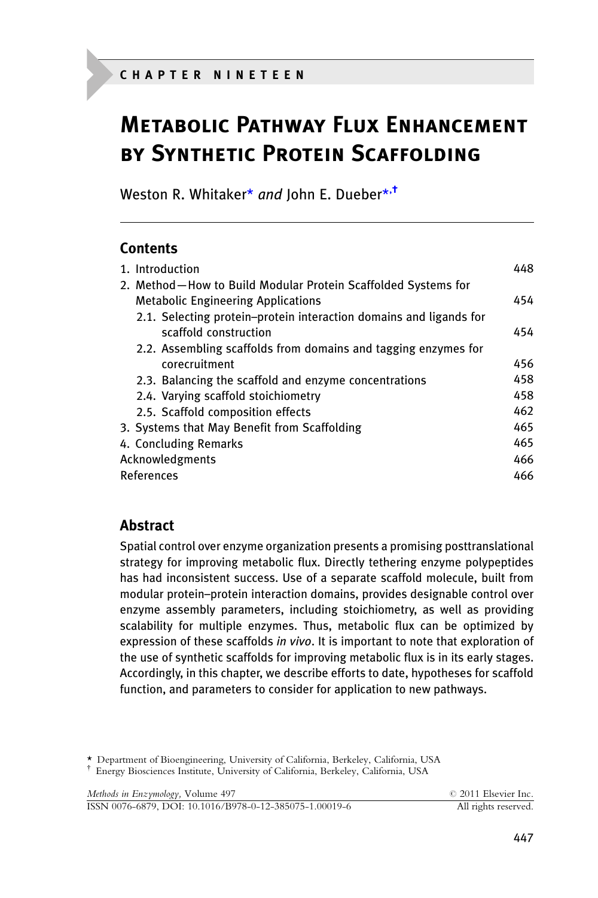CHAPTER NINETEEN

# Metabolic Pathway Flux Enhancement by Synthetic Protein Scaffolding

Weston R. Whitaker[*] *and* John E. Dueber[*,†]

## Contents

| | |
|---|---|
| 1. Introduction | 448 |
| 2. Method—How to Build Modular Protein Scaffolded Systems for Metabolic Engineering Applications | 454 |
| 2.1. Selecting protein–protein interaction domains and ligands for scaffold construction | 454 |
| 2.2. Assembling scaffolds from domains and tagging enzymes for corecruitment | 456 |
| 2.3. Balancing the scaffold and enzyme concentrations | 458 |
| 2.4. Varying scaffold stoichiometry | 458 |
| 2.5. Scaffold composition effects | 462 |
| 3. Systems that May Benefit from Scaffolding | 465 |
| 4. Concluding Remarks | 465 |
| Acknowledgments | 466 |
| References | 466 |

## Abstract

Spatial control over enzyme organization presents a promising posttranslational strategy for improving metabolic flux. Directly tethering enzyme polypeptides has had inconsistent success. Use of a separate scaffold molecule, built from modular protein–protein interaction domains, provides designable control over enzyme assembly parameters, including stoichiometry, as well as providing scalability for multiple enzymes. Thus, metabolic flux can be optimized by expression of these scaffolds *in vivo*. It is important to note that exploration of the use of synthetic scaffolds for improving metabolic flux is in its early stages. Accordingly, in this chapter, we describe efforts to date, hypotheses for scaffold function, and parameters to consider for application to new pathways.

[*] Department of Bioengineering, University of California, Berkeley, California, USA
[†] Energy Biosciences Institute, University of California, Berkeley, California, USA

*Methods in Enzymology*, Volume 497 © 2011 Elsevier Inc.
ISSN 0076-6879, DOI: 10.1016/B978-0-12-385075-1.00019-6 All rights reserved.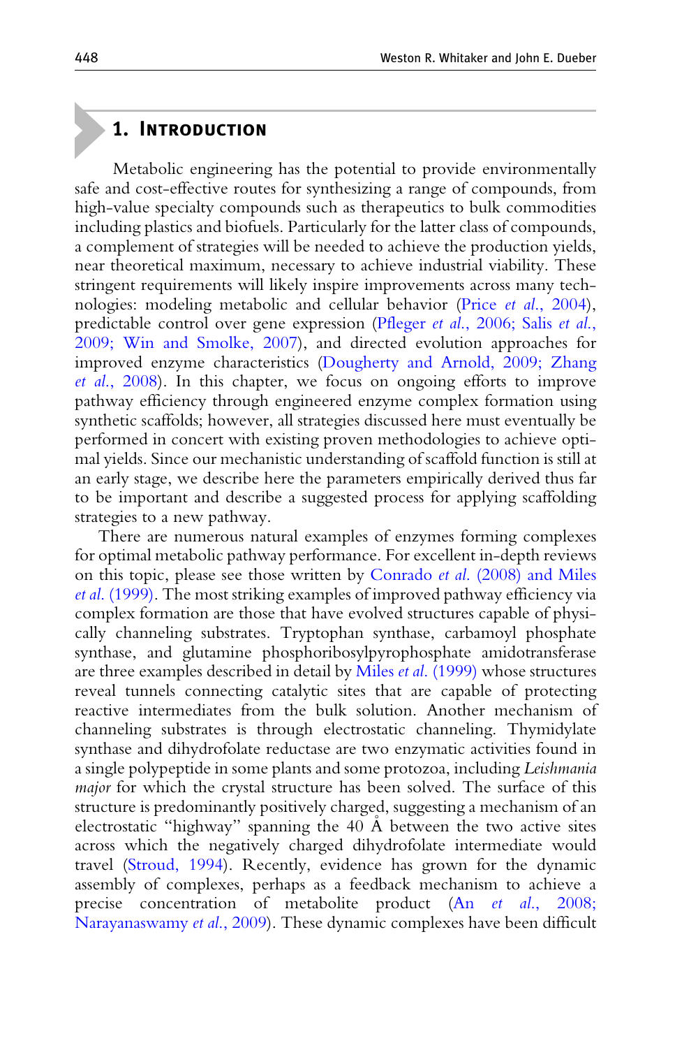# 1. Introduction

Metabolic engineering has the potential to provide environmentally safe and cost-effective routes for synthesizing a range of compounds, from high-value specialty compounds such as therapeutics to bulk commodities including plastics and biofuels. Particularly for the latter class of compounds, a complement of strategies will be needed to achieve the production yields, near theoretical maximum, necessary to achieve industrial viability. These stringent requirements will likely inspire improvements across many technologies: modeling metabolic and cellular behavior (Price *et al.*, 2004), predictable control over gene expression (Pfleger *et al.*, 2006; Salis *et al.*, 2009; Win and Smolke, 2007), and directed evolution approaches for improved enzyme characteristics (Dougherty and Arnold, 2009; Zhang *et al.*, 2008). In this chapter, we focus on ongoing efforts to improve pathway efficiency through engineered enzyme complex formation using synthetic scaffolds; however, all strategies discussed here must eventually be performed in concert with existing proven methodologies to achieve optimal yields. Since our mechanistic understanding of scaffold function is still at an early stage, we describe here the parameters empirically derived thus far to be important and describe a suggested process for applying scaffolding strategies to a new pathway.

There are numerous natural examples of enzymes forming complexes for optimal metabolic pathway performance. For excellent in-depth reviews on this topic, please see those written by Conrado *et al.* (2008) and Miles *et al.* (1999). The most striking examples of improved pathway efficiency via complex formation are those that have evolved structures capable of physically channeling substrates. Tryptophan synthase, carbamoyl phosphate synthase, and glutamine phosphoribosylpyrophosphate amidotransferase are three examples described in detail by Miles *et al.* (1999) whose structures reveal tunnels connecting catalytic sites that are capable of protecting reactive intermediates from the bulk solution. Another mechanism of channeling substrates is through electrostatic channeling. Thymidylate synthase and dihydrofolate reductase are two enzymatic activities found in a single polypeptide in some plants and some protozoa, including *Leishmania major* for which the crystal structure has been solved. The surface of this structure is predominantly positively charged, suggesting a mechanism of an electrostatic "highway" spanning the 40 Å between the two active sites across which the negatively charged dihydrofolate intermediate would travel (Stroud, 1994). Recently, evidence has grown for the dynamic assembly of complexes, perhaps as a feedback mechanism to achieve a precise concentration of metabolite product (An *et al.*, 2008; Narayanaswamy *et al.*, 2009). These dynamic complexes have been difficult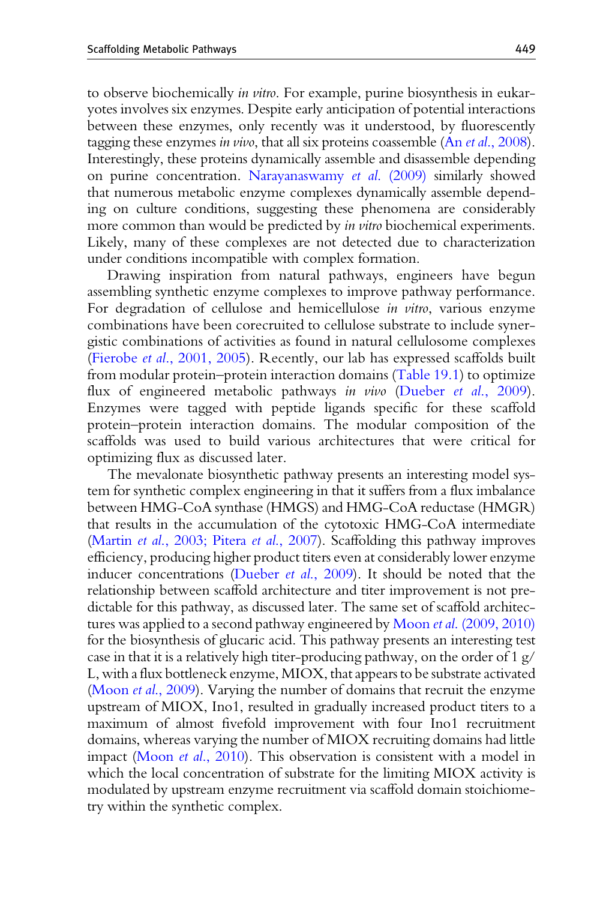to observe biochemically *in vitro*. For example, purine biosynthesis in eukaryotes involves six enzymes. Despite early anticipation of potential interactions between these enzymes, only recently was it understood, by fluorescently tagging these enzymes *in vivo*, that all six proteins coassemble (An *et al.*, 2008). Interestingly, these proteins dynamically assemble and disassemble depending on purine concentration. Narayanaswamy *et al.* (2009) similarly showed that numerous metabolic enzyme complexes dynamically assemble depending on culture conditions, suggesting these phenomena are considerably more common than would be predicted by *in vitro* biochemical experiments. Likely, many of these complexes are not detected due to characterization under conditions incompatible with complex formation.

Drawing inspiration from natural pathways, engineers have begun assembling synthetic enzyme complexes to improve pathway performance. For degradation of cellulose and hemicellulose *in vitro*, various enzyme combinations have been corecruited to cellulose substrate to include synergistic combinations of activities as found in natural cellulosome complexes (Fierobe *et al.*, 2001, 2005). Recently, our lab has expressed scaffolds built from modular protein–protein interaction domains (Table 19.1) to optimize flux of engineered metabolic pathways *in vivo* (Dueber *et al.*, 2009). Enzymes were tagged with peptide ligands specific for these scaffold protein–protein interaction domains. The modular composition of the scaffolds was used to build various architectures that were critical for optimizing flux as discussed later.

The mevalonate biosynthetic pathway presents an interesting model system for synthetic complex engineering in that it suffers from a flux imbalance between HMG-CoA synthase (HMGS) and HMG-CoA reductase (HMGR) that results in the accumulation of the cytotoxic HMG-CoA intermediate (Martin *et al.*, 2003; Pitera *et al.*, 2007). Scaffolding this pathway improves efficiency, producing higher product titers even at considerably lower enzyme inducer concentrations (Dueber *et al.*, 2009). It should be noted that the relationship between scaffold architecture and titer improvement is not predictable for this pathway, as discussed later. The same set of scaffold architectures was applied to a second pathway engineered by Moon *et al.* (2009, 2010) for the biosynthesis of glucaric acid. This pathway presents an interesting test case in that it is a relatively high titer-producing pathway, on the order of 1 g/L, with a flux bottleneck enzyme, MIOX, that appears to be substrate activated (Moon *et al.*, 2009). Varying the number of domains that recruit the enzyme upstream of MIOX, Ino1, resulted in gradually increased product titers to a maximum of almost fivefold improvement with four Ino1 recruitment domains, whereas varying the number of MIOX recruiting domains had little impact (Moon *et al.*, 2010). This observation is consistent with a model in which the local concentration of substrate for the limiting MIOX activity is modulated by upstream enzyme recruitment via scaffold domain stoichiometry within the synthetic complex.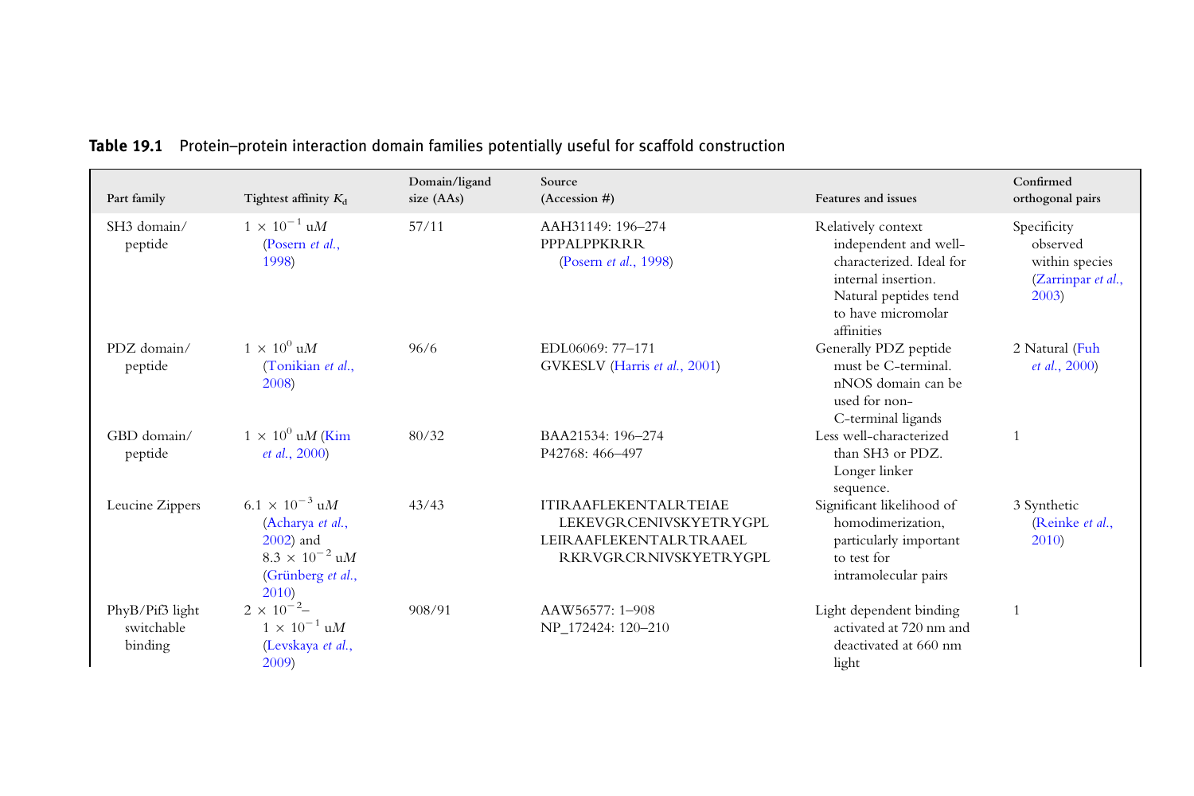**Table 19.1** Protein–protein interaction domain families potentially useful for scaffold construction

| Part family | Tightest affinity $K_d$ | Domain/ligand size (AAs) | Source (Accession #) | Features and issues | Confirmed orthogonal pairs |
|---|---|---|---|---|---|
| SH3 domain/ peptide | $1 \times 10^{-1}$ u$M$ (Posern *et al.*, 1998) | 57/11 | AAH31149: 196–274 PPPALPPKRRR (Posern *et al.*, 1998) | Relatively context independent and well-characterized. Ideal for internal insertion. Natural peptides tend to have micromolar affinities | Specificity observed within species (Zarrinpar *et al.*, 2003) |
| PDZ domain/ peptide | $1 \times 10^{0}$ u$M$ (Tonikian *et al.*, 2008) | 96/6 | EDL06069: 77–171 GVKESLV (Harris *et al.*, 2001) | Generally PDZ peptide must be C-terminal. nNOS domain can be used for non-C-terminal ligands | 2 Natural (Fuh *et al.*, 2000) |
| GBD domain/ peptide | $1 \times 10^{0}$ u$M$ (Kim *et al.*, 2000) | 80/32 | BAA21534: 196–274 P42768: 466–497 | Less well-characterized than SH3 or PDZ. Longer linker sequence. | 1 |
| Leucine Zippers | $6.1 \times 10^{-3}$ u$M$ (Acharya *et al.*, 2002) and $8.3 \times 10^{-2}$ u$M$ (Grünberg *et al.*, 2010) | 43/43 | ITIRAAFLEKENTALRTEIAE LEKEVGRCENIVSKYETRYGPL LEIRAAFLEKENTALRTRAAEL RKRVGRCRNIVSKYETRYGPL | Significant likelihood of homodimerization, particularly important to test for intramolecular pairs | 3 Synthetic (Reinke *et al.*, 2010) |
| PhyB/Pif3 light switchable binding | $2 \times 10^{-2}$– $1 \times 10^{-1}$ u$M$ (Levskaya *et al.*, 2009) | 908/91 | AAW56577: 1–908 NP_172424: 120–210 | Light dependent binding activated at 720 nm and deactivated at 660 nm light | 1 |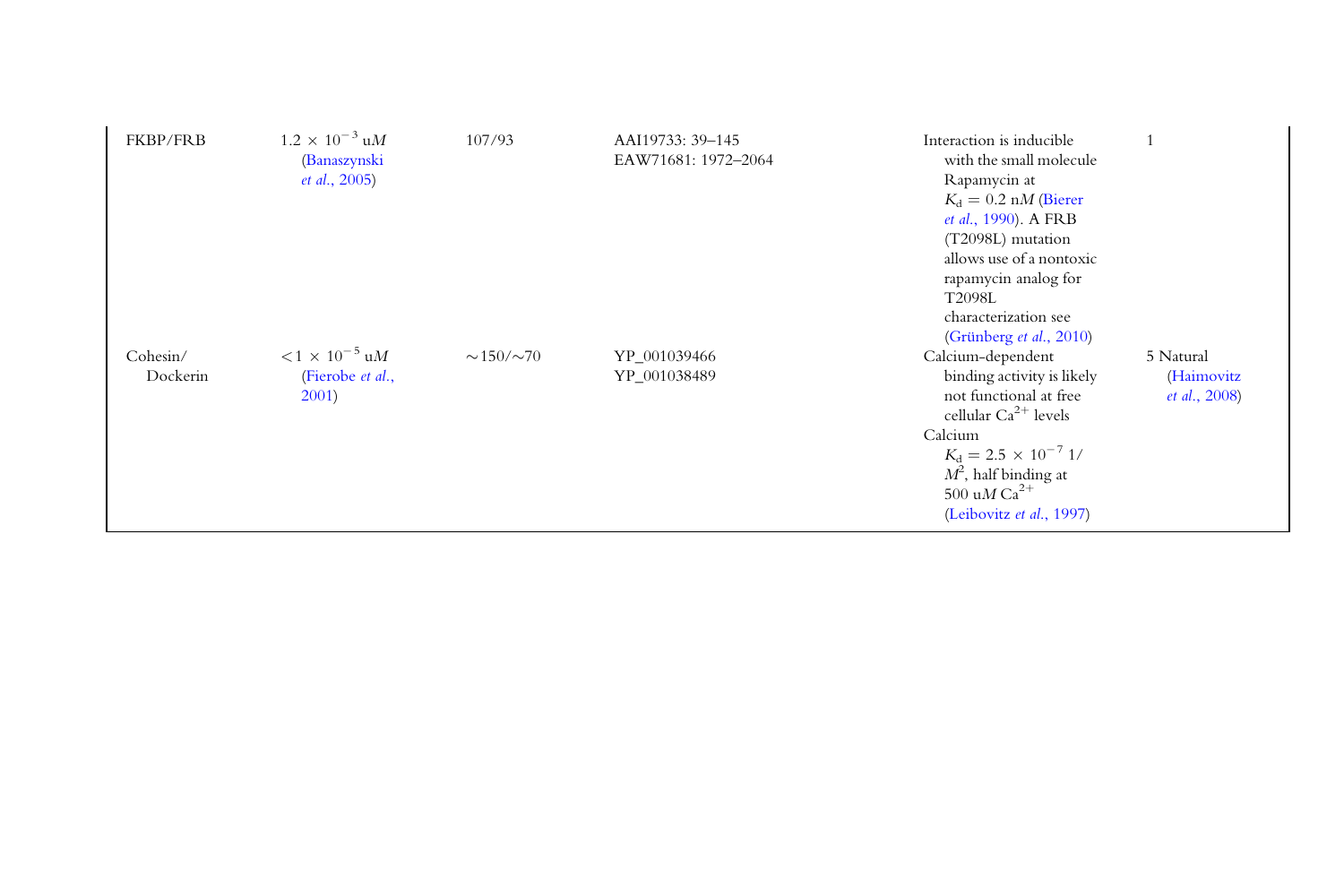| | | | | | |
|---|---|---|---|---|---|
| FKBP/FRB | $1.2 \times 10^{-3}$ u$M$ (Banaszynski *et al.*, 2005) | 107/93 | AAI19733: 39–145<br>EAW71681: 1972–2064 | Interaction is inducible with the small molecule Rapamycin at $K_d = 0.2$ n$M$ (Bierer *et al.*, 1990). A FRB (T2098L) mutation allows use of a nontoxic rapamycin analog for T2098L characterization see (Grünberg *et al.*, 2010) | 1 |
| Cohesin/ Dockerin | $<1 \times 10^{-5}$ u$M$ (Fierobe *et al.*, 2001) | ∼150/∼70 | YP_001039466<br>YP_001038489 | Calcium-dependent binding activity is likely not functional at free cellular $Ca^{2+}$ levels<br>Calcium $K_d = 2.5 \times 10^{-7}$ 1/$M^2$, half binding at 500 u$M$ $Ca^{2+}$ (Leibovitz *et al.*, 1997) | 5 Natural (Haimovitz *et al.*, 2008) |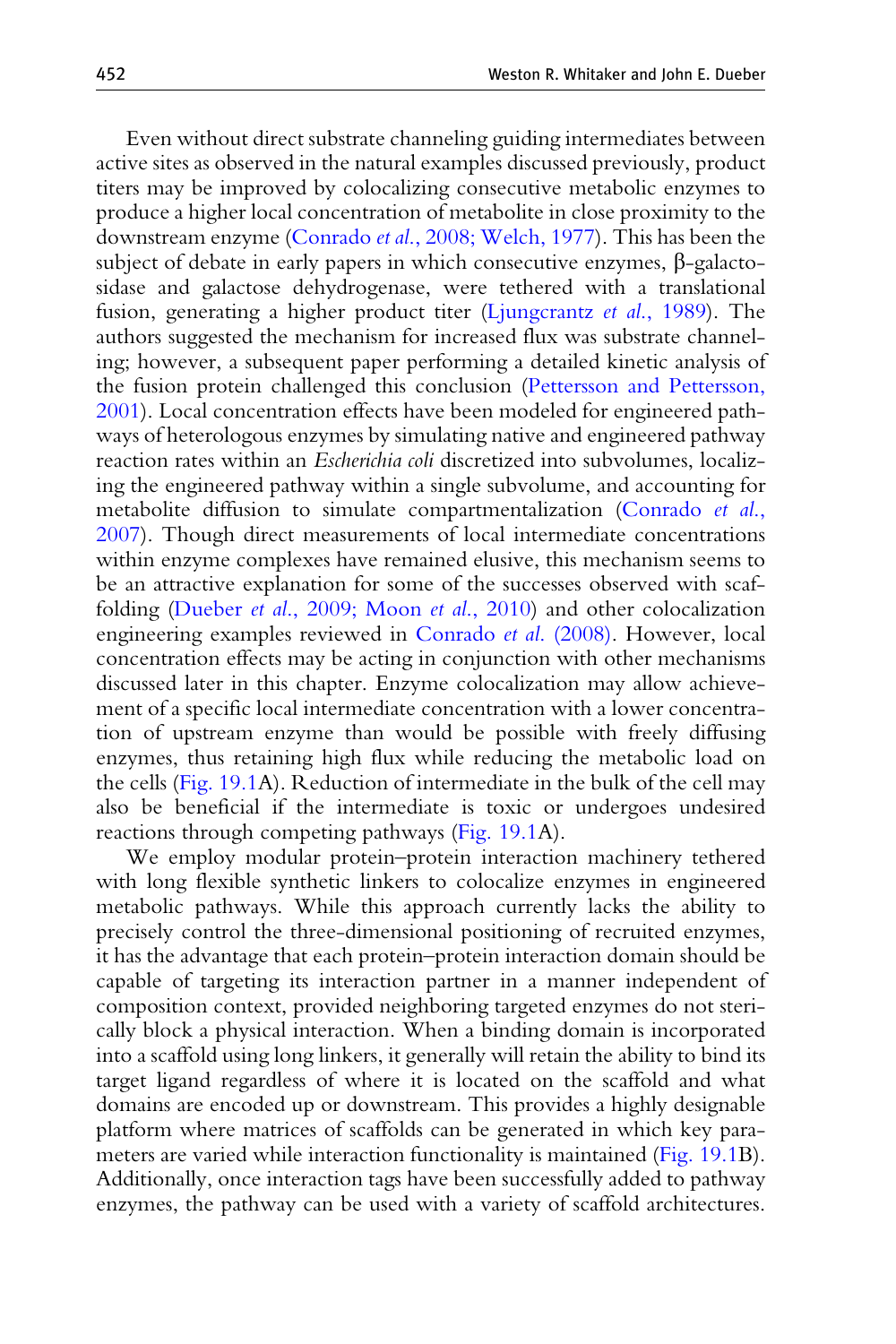Even without direct substrate channeling guiding intermediates between active sites as observed in the natural examples discussed previously, product titers may be improved by colocalizing consecutive metabolic enzymes to produce a higher local concentration of metabolite in close proximity to the downstream enzyme (Conrado *et al.*, 2008; Welch, 1977). This has been the subject of debate in early papers in which consecutive enzymes, β-galactosidase and galactose dehydrogenase, were tethered with a translational fusion, generating a higher product titer (Ljungcrantz *et al.*, 1989). The authors suggested the mechanism for increased flux was substrate channeling; however, a subsequent paper performing a detailed kinetic analysis of the fusion protein challenged this conclusion (Pettersson and Pettersson, 2001). Local concentration effects have been modeled for engineered pathways of heterologous enzymes by simulating native and engineered pathway reaction rates within an *Escherichia coli* discretized into subvolumes, localizing the engineered pathway within a single subvolume, and accounting for metabolite diffusion to simulate compartmentalization (Conrado *et al.*, 2007). Though direct measurements of local intermediate concentrations within enzyme complexes have remained elusive, this mechanism seems to be an attractive explanation for some of the successes observed with scaffolding (Dueber *et al.*, 2009; Moon *et al.*, 2010) and other colocalization engineering examples reviewed in Conrado *et al.* (2008). However, local concentration effects may be acting in conjunction with other mechanisms discussed later in this chapter. Enzyme colocalization may allow achievement of a specific local intermediate concentration with a lower concentration of upstream enzyme than would be possible with freely diffusing enzymes, thus retaining high flux while reducing the metabolic load on the cells (Fig. 19.1A). Reduction of intermediate in the bulk of the cell may also be beneficial if the intermediate is toxic or undergoes undesired reactions through competing pathways (Fig. 19.1A).

We employ modular protein–protein interaction machinery tethered with long flexible synthetic linkers to colocalize enzymes in engineered metabolic pathways. While this approach currently lacks the ability to precisely control the three-dimensional positioning of recruited enzymes, it has the advantage that each protein–protein interaction domain should be capable of targeting its interaction partner in a manner independent of composition context, provided neighboring targeted enzymes do not sterically block a physical interaction. When a binding domain is incorporated into a scaffold using long linkers, it generally will retain the ability to bind its target ligand regardless of where it is located on the scaffold and what domains are encoded up or downstream. This provides a highly designable platform where matrices of scaffolds can be generated in which key parameters are varied while interaction functionality is maintained (Fig. 19.1B). Additionally, once interaction tags have been successfully added to pathway enzymes, the pathway can be used with a variety of scaffold architectures.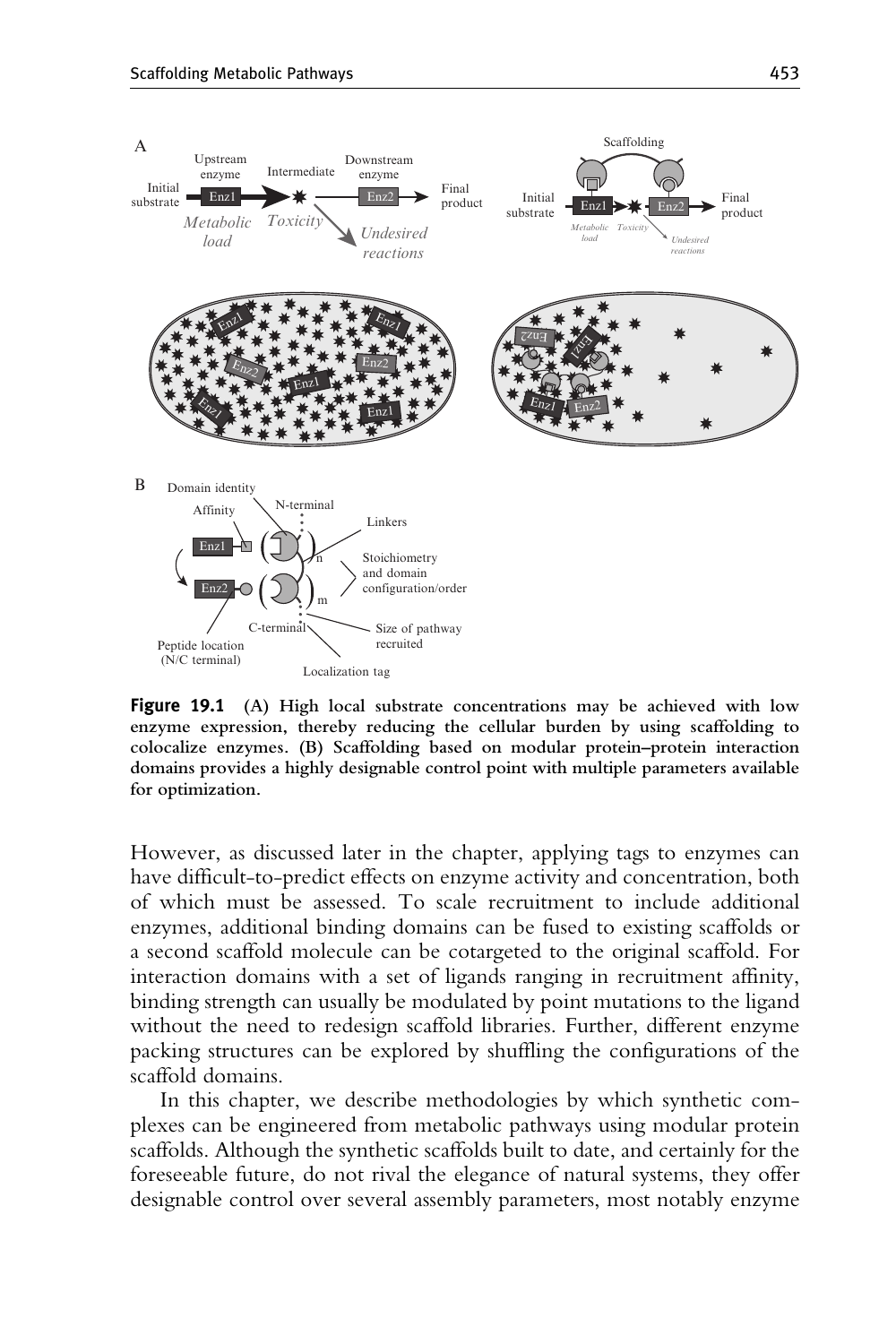**Figure 19.1** (A) High local substrate concentrations may be achieved with low enzyme expression, thereby reducing the cellular burden by using scaffolding to colocalize enzymes. (B) Scaffolding based on modular protein–protein interaction domains provides a highly designable control point with multiple parameters available for optimization.

However, as discussed later in the chapter, applying tags to enzymes can have difficult-to-predict effects on enzyme activity and concentration, both of which must be assessed. To scale recruitment to include additional enzymes, additional binding domains can be fused to existing scaffolds or a second scaffold molecule can be cotargeted to the original scaffold. For interaction domains with a set of ligands ranging in recruitment affinity, binding strength can usually be modulated by point mutations to the ligand without the need to redesign scaffold libraries. Further, different enzyme packing structures can be explored by shuffling the configurations of the scaffold domains.

In this chapter, we describe methodologies by which synthetic complexes can be engineered from metabolic pathways using modular protein scaffolds. Although the synthetic scaffolds built to date, and certainly for the foreseeable future, do not rival the elegance of natural systems, they offer designable control over several assembly parameters, most notably enzyme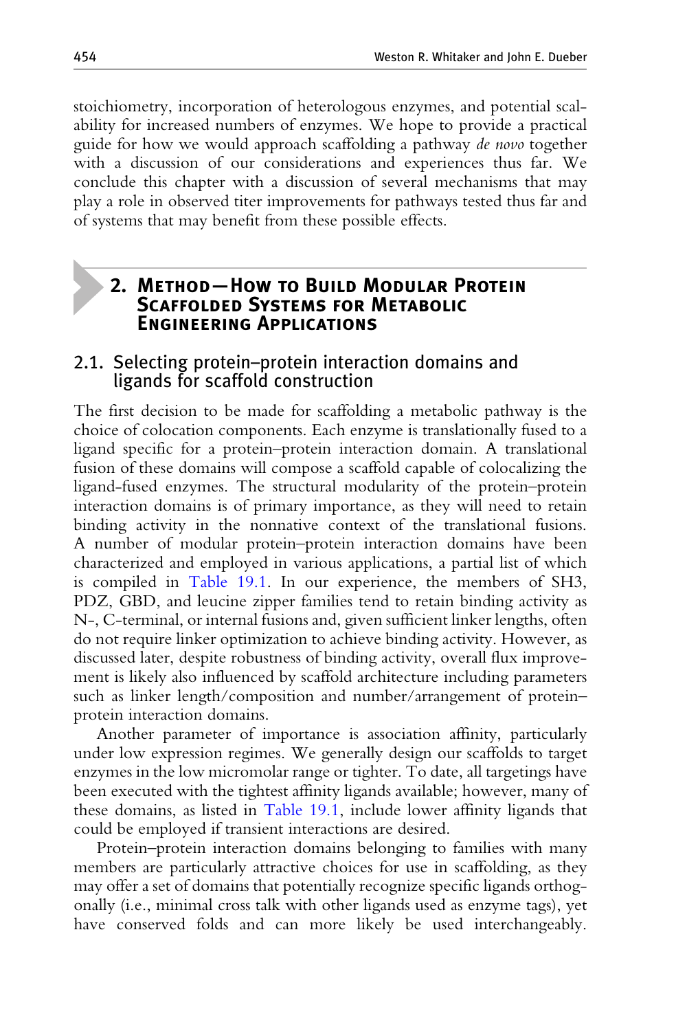stoichiometry, incorporation of heterologous enzymes, and potential scalability for increased numbers of enzymes. We hope to provide a practical guide for how we would approach scaffolding a pathway *de novo* together with a discussion of our considerations and experiences thus far. We conclude this chapter with a discussion of several mechanisms that may play a role in observed titer improvements for pathways tested thus far and of systems that may benefit from these possible effects.

# 2. Method—How to Build Modular Protein Scaffolded Systems for Metabolic Engineering Applications

## 2.1. Selecting protein–protein interaction domains and ligands for scaffold construction

The first decision to be made for scaffolding a metabolic pathway is the choice of colocation components. Each enzyme is translationally fused to a ligand specific for a protein–protein interaction domain. A translational fusion of these domains will compose a scaffold capable of colocalizing the ligand-fused enzymes. The structural modularity of the protein–protein interaction domains is of primary importance, as they will need to retain binding activity in the nonnative context of the translational fusions. A number of modular protein–protein interaction domains have been characterized and employed in various applications, a partial list of which is compiled in Table 19.1. In our experience, the members of SH3, PDZ, GBD, and leucine zipper families tend to retain binding activity as N-, C-terminal, or internal fusions and, given sufficient linker lengths, often do not require linker optimization to achieve binding activity. However, as discussed later, despite robustness of binding activity, overall flux improvement is likely also influenced by scaffold architecture including parameters such as linker length/composition and number/arrangement of protein–protein interaction domains.

Another parameter of importance is association affinity, particularly under low expression regimes. We generally design our scaffolds to target enzymes in the low micromolar range or tighter. To date, all targetings have been executed with the tightest affinity ligands available; however, many of these domains, as listed in Table 19.1, include lower affinity ligands that could be employed if transient interactions are desired.

Protein–protein interaction domains belonging to families with many members are particularly attractive choices for use in scaffolding, as they may offer a set of domains that potentially recognize specific ligands orthogonally (i.e., minimal cross talk with other ligands used as enzyme tags), yet have conserved folds and can more likely be used interchangeably.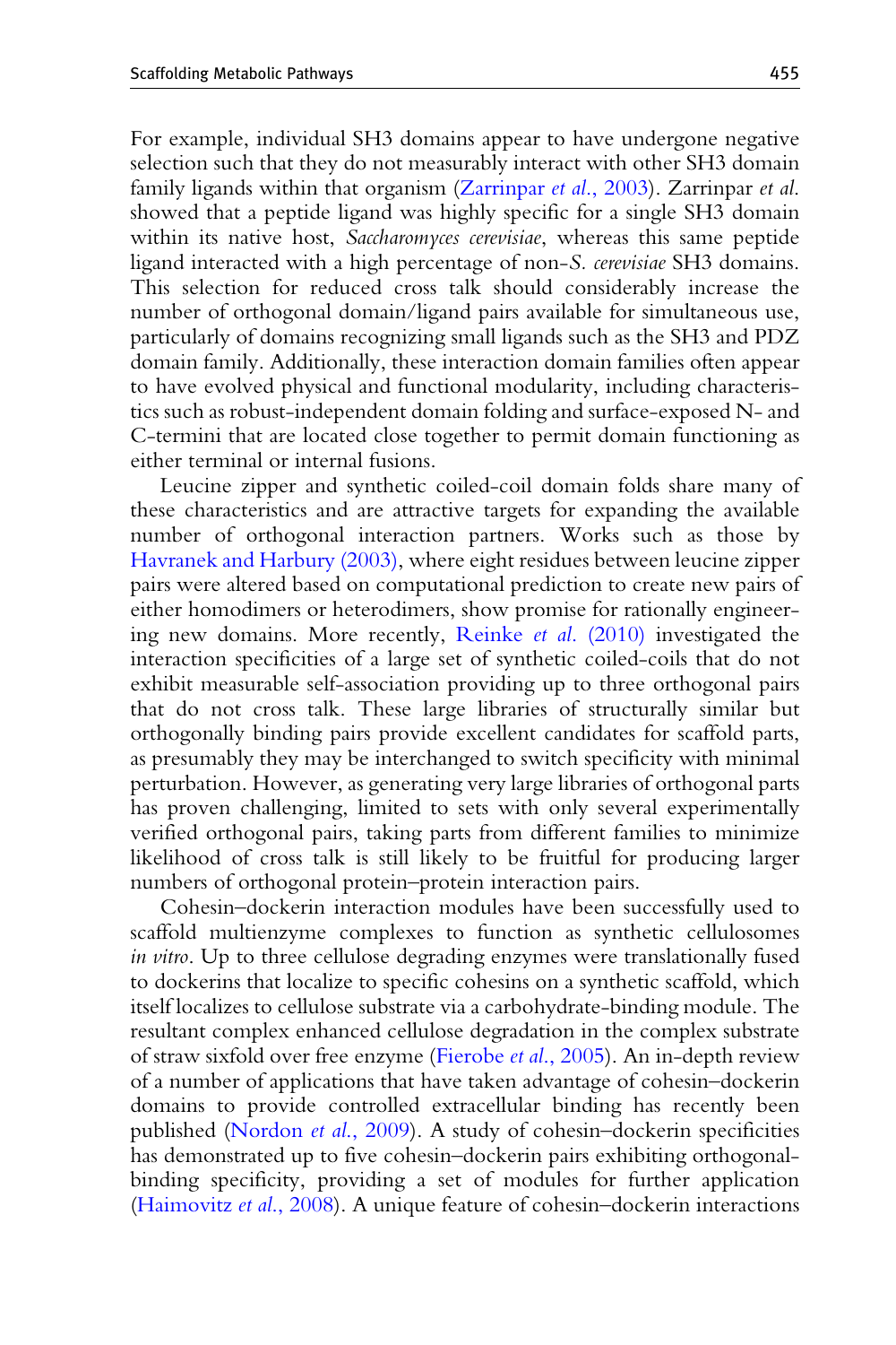For example, individual SH3 domains appear to have undergone negative selection such that they do not measurably interact with other SH3 domain family ligands within that organism (Zarrinpar *et al.*, 2003). Zarrinpar *et al.* showed that a peptide ligand was highly specific for a single SH3 domain within its native host, *Saccharomyces cerevisiae*, whereas this same peptide ligand interacted with a high percentage of non-*S. cerevisiae* SH3 domains. This selection for reduced cross talk should considerably increase the number of orthogonal domain/ligand pairs available for simultaneous use, particularly of domains recognizing small ligands such as the SH3 and PDZ domain family. Additionally, these interaction domain families often appear to have evolved physical and functional modularity, including characteristics such as robust-independent domain folding and surface-exposed N- and C-termini that are located close together to permit domain functioning as either terminal or internal fusions.

Leucine zipper and synthetic coiled-coil domain folds share many of these characteristics and are attractive targets for expanding the available number of orthogonal interaction partners. Works such as those by Havranek and Harbury (2003), where eight residues between leucine zipper pairs were altered based on computational prediction to create new pairs of either homodimers or heterodimers, show promise for rationally engineering new domains. More recently, Reinke *et al.* (2010) investigated the interaction specificities of a large set of synthetic coiled-coils that do not exhibit measurable self-association providing up to three orthogonal pairs that do not cross talk. These large libraries of structurally similar but orthogonally binding pairs provide excellent candidates for scaffold parts, as presumably they may be interchanged to switch specificity with minimal perturbation. However, as generating very large libraries of orthogonal parts has proven challenging, limited to sets with only several experimentally verified orthogonal pairs, taking parts from different families to minimize likelihood of cross talk is still likely to be fruitful for producing larger numbers of orthogonal protein–protein interaction pairs.

Cohesin–dockerin interaction modules have been successfully used to scaffold multienzyme complexes to function as synthetic cellulosomes *in vitro*. Up to three cellulose degrading enzymes were translationally fused to dockerins that localize to specific cohesins on a synthetic scaffold, which itself localizes to cellulose substrate via a carbohydrate-binding module. The resultant complex enhanced cellulose degradation in the complex substrate of straw sixfold over free enzyme (Fierobe *et al.*, 2005). An in-depth review of a number of applications that have taken advantage of cohesin–dockerin domains to provide controlled extracellular binding has recently been published (Nordon *et al.*, 2009). A study of cohesin–dockerin specificities has demonstrated up to five cohesin–dockerin pairs exhibiting orthogonal-binding specificity, providing a set of modules for further application (Haimovitz *et al.*, 2008). A unique feature of cohesin–dockerin interactions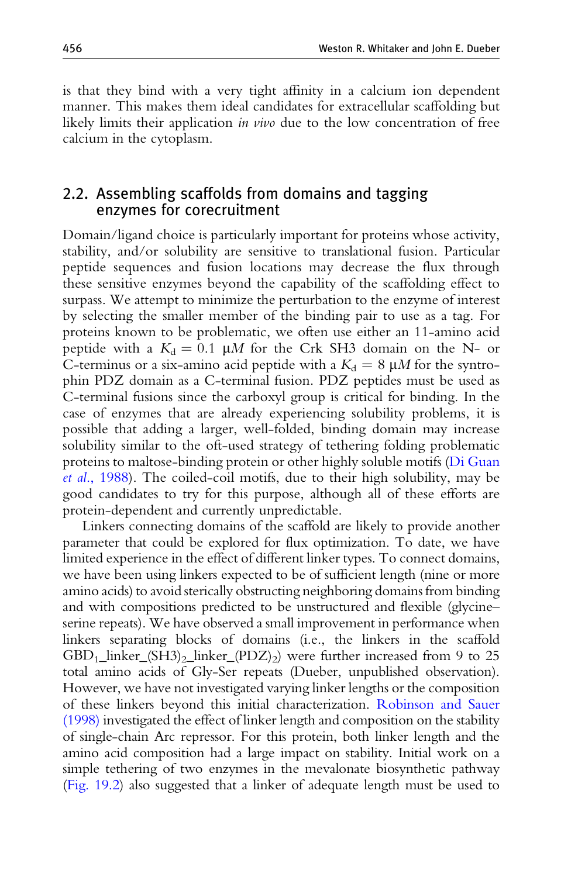is that they bind with a very tight affinity in a calcium ion dependent manner. This makes them ideal candidates for extracellular scaffolding but likely limits their application *in vivo* due to the low concentration of free calcium in the cytoplasm.

## 2.2. Assembling scaffolds from domains and tagging enzymes for corecruitment

Domain/ligand choice is particularly important for proteins whose activity, stability, and/or solubility are sensitive to translational fusion. Particular peptide sequences and fusion locations may decrease the flux through these sensitive enzymes beyond the capability of the scaffolding effect to surpass. We attempt to minimize the perturbation to the enzyme of interest by selecting the smaller member of the binding pair to use as a tag. For proteins known to be problematic, we often use either an 11-amino acid peptide with a $K_d = 0.1\ \mu M$ for the Crk SH3 domain on the N- or C-terminus or a six-amino acid peptide with a $K_d = 8\ \mu M$ for the syntrophin PDZ domain as a C-terminal fusion. PDZ peptides must be used as C-terminal fusions since the carboxyl group is critical for binding. In the case of enzymes that are already experiencing solubility problems, it is possible that adding a larger, well-folded, binding domain may increase solubility similar to the oft-used strategy of tethering folding problematic proteins to maltose-binding protein or other highly soluble motifs (Di Guan *et al.*, 1988). The coiled-coil motifs, due to their high solubility, may be good candidates to try for this purpose, although all of these efforts are protein-dependent and currently unpredictable.

Linkers connecting domains of the scaffold are likely to provide another parameter that could be explored for flux optimization. To date, we have limited experience in the effect of different linker types. To connect domains, we have been using linkers expected to be of sufficient length (nine or more amino acids) to avoid sterically obstructing neighboring domains from binding and with compositions predicted to be unstructured and flexible (glycine–serine repeats). We have observed a small improvement in performance when linkers separating blocks of domains (i.e., the linkers in the scaffold $GBD_1$_linker_$(SH3)_2$_linker_$(PDZ)_2$) were further increased from 9 to 25 total amino acids of Gly-Ser repeats (Dueber, unpublished observation). However, we have not investigated varying linker lengths or the composition of these linkers beyond this initial characterization. Robinson and Sauer (1998) investigated the effect of linker length and composition on the stability of single-chain Arc repressor. For this protein, both linker length and the amino acid composition had a large impact on stability. Initial work on a simple tethering of two enzymes in the mevalonate biosynthetic pathway (Fig. 19.2) also suggested that a linker of adequate length must be used to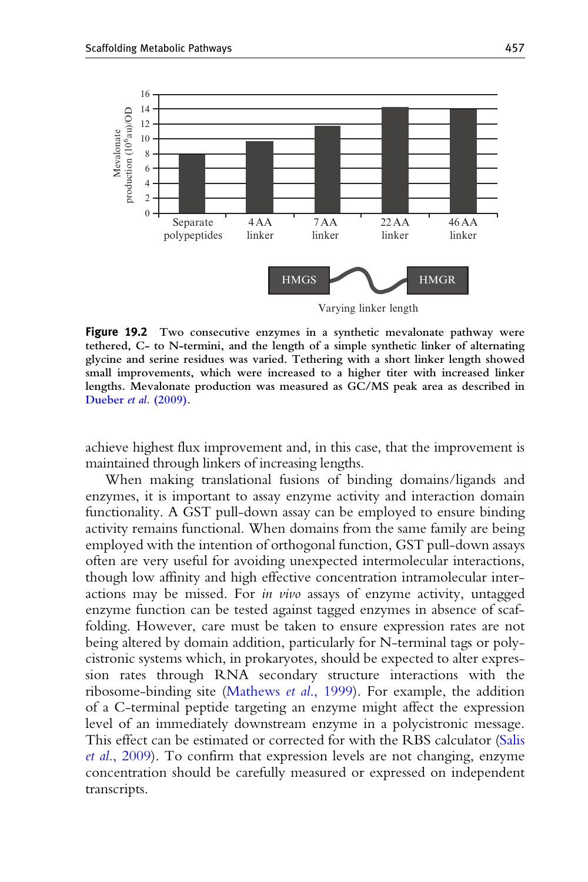Mevalonate production ($10^6$au)/OD

16
14
12
10
8
6
4
2
0

Separate polypeptides
4 AA linker
7 AA linker
22 AA linker
46 AA linker

HMGS
HMGR
Varying linker length

**Figure 19.2** Two consecutive enzymes in a synthetic mevalonate pathway were tethered, C- to N-termini, and the length of a simple synthetic linker of alternating glycine and serine residues was varied. Tethering with a short linker length showed small improvements, which were increased to a higher titer with increased linker lengths. Mevalonate production was measured as GC/MS peak area as described in Dueber *et al.* (2009).

achieve highest flux improvement and, in this case, that the improvement is maintained through linkers of increasing lengths.

When making translational fusions of binding domains/ligands and enzymes, it is important to assay enzyme activity and interaction domain functionality. A GST pull-down assay can be employed to ensure binding activity remains functional. When domains from the same family are being employed with the intention of orthogonal function, GST pull-down assays often are very useful for avoiding unexpected intermolecular interactions, though low affinity and high effective concentration intramolecular interactions may be missed. For *in vivo* assays of enzyme activity, untagged enzyme function can be tested against tagged enzymes in absence of scaffolding. However, care must be taken to ensure expression rates are not being altered by domain addition, particularly for N-terminal tags or polycistronic systems which, in prokaryotes, should be expected to alter expression rates through RNA secondary structure interactions with the ribosome-binding site (Mathews *et al.*, 1999). For example, the addition of a C-terminal peptide targeting an enzyme might affect the expression level of an immediately downstream enzyme in a polycistronic message. This effect can be estimated or corrected for with the RBS calculator (Salis *et al.*, 2009). To confirm that expression levels are not changing, enzyme concentration should be carefully measured or expressed on independent transcripts.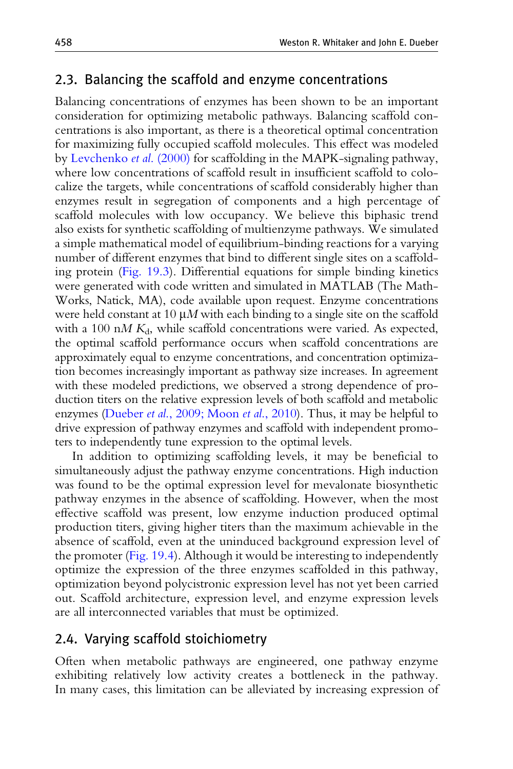## 2.3. Balancing the scaffold and enzyme concentrations

Balancing concentrations of enzymes has been shown to be an important consideration for optimizing metabolic pathways. Balancing scaffold concentrations is also important, as there is a theoretical optimal concentration for maximizing fully occupied scaffold molecules. This effect was modeled by Levchenko *et al.* (2000) for scaffolding in the MAPK-signaling pathway, where low concentrations of scaffold result in insufficient scaffold to colocalize the targets, while concentrations of scaffold considerably higher than enzymes result in segregation of components and a high percentage of scaffold molecules with low occupancy. We believe this biphasic trend also exists for synthetic scaffolding of multienzyme pathways. We simulated a simple mathematical model of equilibrium-binding reactions for a varying number of different enzymes that bind to different single sites on a scaffolding protein (Fig. 19.3). Differential equations for simple binding kinetics were generated with code written and simulated in MATLAB (The MathWorks, Natick, MA), code available upon request. Enzyme concentrations were held constant at 10 $\mu M$ with each binding to a single site on the scaffold with a 100 n$M$ $K_d$, while scaffold concentrations were varied. As expected, the optimal scaffold performance occurs when scaffold concentrations are approximately equal to enzyme concentrations, and concentration optimization becomes increasingly important as pathway size increases. In agreement with these modeled predictions, we observed a strong dependence of production titers on the relative expression levels of both scaffold and metabolic enzymes (Dueber *et al.*, 2009; Moon *et al.*, 2010). Thus, it may be helpful to drive expression of pathway enzymes and scaffold with independent promoters to independently tune expression to the optimal levels.

In addition to optimizing scaffolding levels, it may be beneficial to simultaneously adjust the pathway enzyme concentrations. High induction was found to be the optimal expression level for mevalonate biosynthetic pathway enzymes in the absence of scaffolding. However, when the most effective scaffold was present, low enzyme induction produced optimal production titers, giving higher titers than the maximum achievable in the absence of scaffold, even at the uninduced background expression level of the promoter (Fig. 19.4). Although it would be interesting to independently optimize the expression of the three enzymes scaffolded in this pathway, optimization beyond polycistronic expression level has not yet been carried out. Scaffold architecture, expression level, and enzyme expression levels are all interconnected variables that must be optimized.

## 2.4. Varying scaffold stoichiometry

Often when metabolic pathways are engineered, one pathway enzyme exhibiting relatively low activity creates a bottleneck in the pathway. In many cases, this limitation can be alleviated by increasing expression of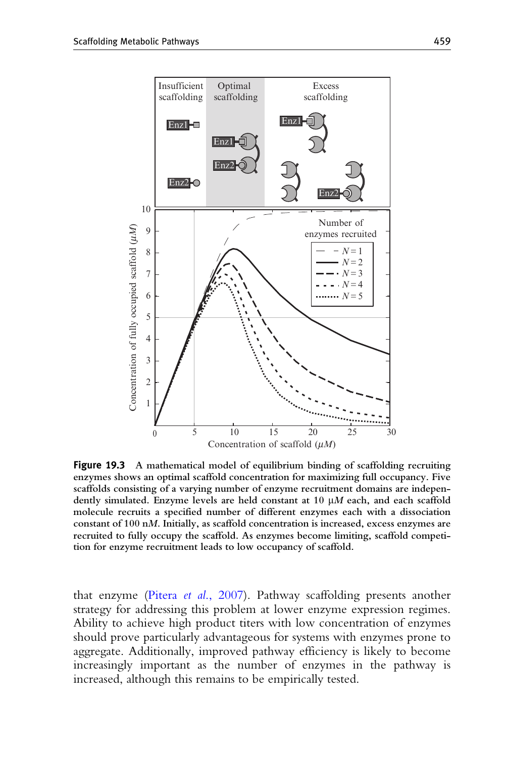**Figure 19.3** A mathematical model of equilibrium binding of scaffolding recruiting enzymes shows an optimal scaffold concentration for maximizing full occupancy. Five scaffolds consisting of a varying number of enzyme recruitment domains are independently simulated. Enzyme levels are held constant at 10 μ*M* each, and each scaffold molecule recruits a specified number of different enzymes each with a dissociation constant of 100 n*M*. Initially, as scaffold concentration is increased, excess enzymes are recruited to fully occupy the scaffold. As enzymes become limiting, scaffold competition for enzyme recruitment leads to low occupancy of scaffold.

that enzyme (Pitera *et al.*, 2007). Pathway scaffolding presents another strategy for addressing this problem at lower enzyme expression regimes. Ability to achieve high product titers with low concentration of enzymes should prove particularly advantageous for systems with enzymes prone to aggregate. Additionally, improved pathway efficiency is likely to become increasingly important as the number of enzymes in the pathway is increased, although this remains to be empirically tested.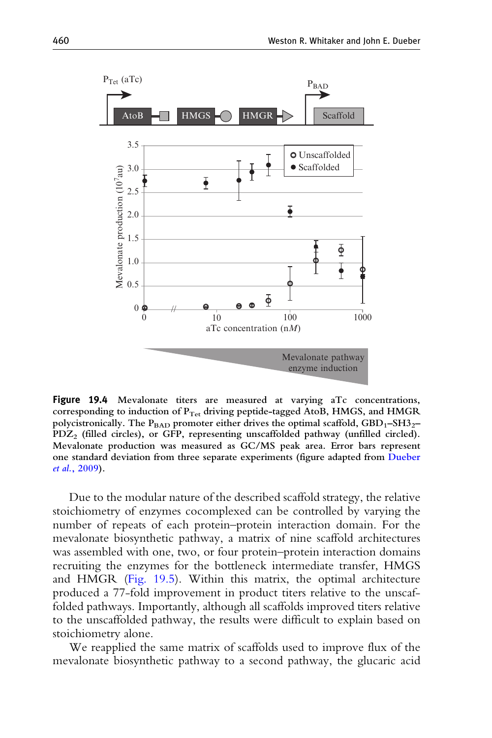**Figure 19.4** Mevalonate titers are measured at varying aTc concentrations, corresponding to induction of $P_{Tet}$ driving peptide-tagged AtoB, HMGS, and HMGR polycistronically. The $P_{BAD}$ promoter either drives the optimal scaffold, $GBD_1$–$SH3_2$–$PDZ_2$ (filled circles), or GFP, representing unscaffolded pathway (unfilled circled). Mevalonate production was measured as GC/MS peak area. Error bars represent one standard deviation from three separate experiments (figure adapted from Dueber *et al.*, 2009).

Due to the modular nature of the described scaffold strategy, the relative stoichiometry of enzymes cocomplexed can be controlled by varying the number of repeats of each protein–protein interaction domain. For the mevalonate biosynthetic pathway, a matrix of nine scaffold architectures was assembled with one, two, or four protein–protein interaction domains recruiting the enzymes for the bottleneck intermediate transfer, HMGS and HMGR (Fig. 19.5). Within this matrix, the optimal architecture produced a 77-fold improvement in product titers relative to the unscaffolded pathways. Importantly, although all scaffolds improved titers relative to the unscaffolded pathway, the results were difficult to explain based on stoichiometry alone.

We reapplied the same matrix of scaffolds used to improve flux of the mevalonate biosynthetic pathway to a second pathway, the glucaric acid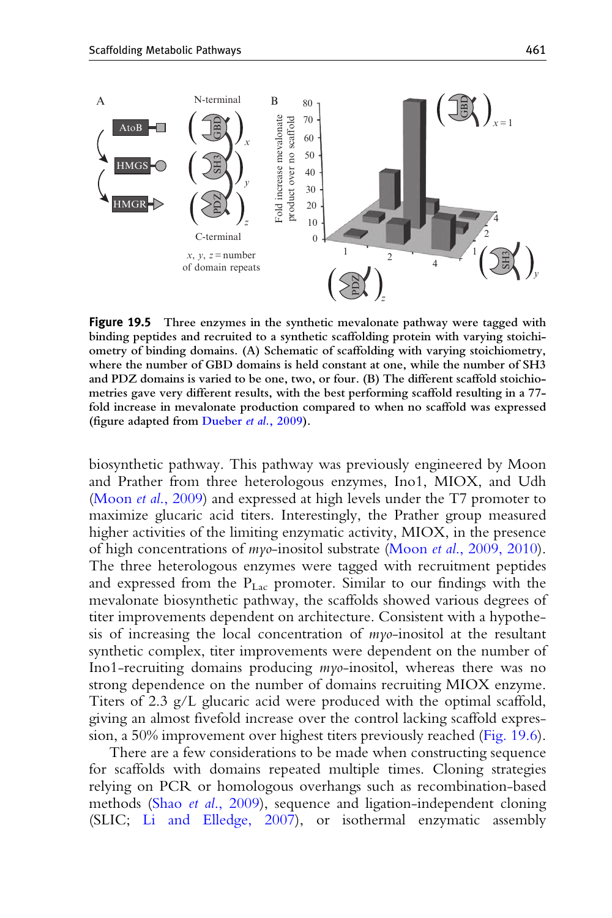**Figure 19.5** Three enzymes in the synthetic mevalonate pathway were tagged with binding peptides and recruited to a synthetic scaffolding protein with varying stoichiometry of binding domains. (A) Schematic of scaffolding with varying stoichiometry, where the number of GBD domains is held constant at one, while the number of SH3 and PDZ domains is varied to be one, two, or four. (B) The different scaffold stoichiometries gave very different results, with the best performing scaffold resulting in a 77-fold increase in mevalonate production compared to when no scaffold was expressed (figure adapted from Dueber *et al.*, 2009).

biosynthetic pathway. This pathway was previously engineered by Moon and Prather from three heterologous enzymes, Ino1, MIOX, and Udh (Moon *et al.*, 2009) and expressed at high levels under the T7 promoter to maximize glucaric acid titers. Interestingly, the Prather group measured higher activities of the limiting enzymatic activity, MIOX, in the presence of high concentrations of *myo*-inositol substrate (Moon *et al.*, 2009, 2010). The three heterologous enzymes were tagged with recruitment peptides and expressed from the $P_{Lac}$ promoter. Similar to our findings with the mevalonate biosynthetic pathway, the scaffolds showed various degrees of titer improvements dependent on architecture. Consistent with a hypothesis of increasing the local concentration of *myo*-inositol at the resultant synthetic complex, titer improvements were dependent on the number of Ino1-recruiting domains producing *myo*-inositol, whereas there was no strong dependence on the number of domains recruiting MIOX enzyme. Titers of 2.3 g/L glucaric acid were produced with the optimal scaffold, giving an almost fivefold increase over the control lacking scaffold expression, a 50% improvement over highest titers previously reached (Fig. 19.6).

There are a few considerations to be made when constructing sequence for scaffolds with domains repeated multiple times. Cloning strategies relying on PCR or homologous overhangs such as recombination-based methods (Shao *et al.*, 2009), sequence and ligation-independent cloning (SLIC; Li and Elledge, 2007), or isothermal enzymatic assembly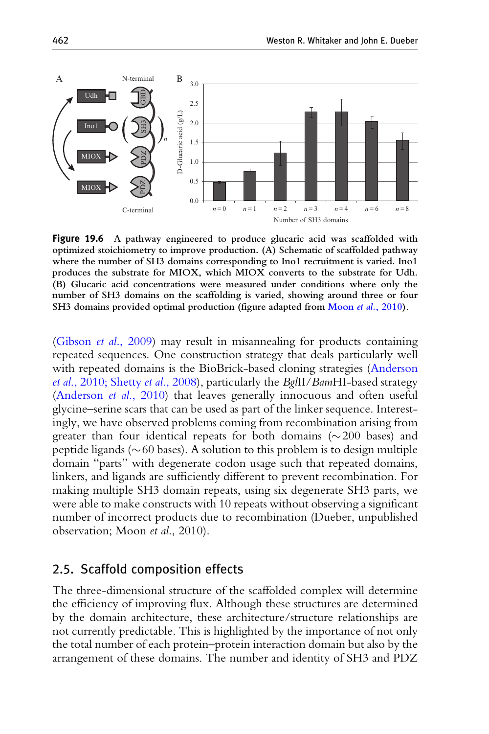**Figure 19.6** A pathway engineered to produce glucaric acid was scaffolded with optimized stoichiometry to improve production. (A) Schematic of scaffolded pathway where the number of SH3 domains corresponding to Ino1 recruitment is varied. Ino1 produces the substrate for MIOX, which MIOX converts to the substrate for Udh. (B) Glucaric acid concentrations were measured under conditions where only the number of SH3 domains on the scaffolding is varied, showing around three or four SH3 domains provided optimal production (figure adapted from Moon *et al.*, 2010).

(Gibson *et al.*, 2009) may result in misannealing for products containing repeated sequences. One construction strategy that deals particularly well with repeated domains is the BioBrick-based cloning strategies (Anderson *et al.*, 2010; Shetty *et al.*, 2008), particularly the *Bgl*II/*Bam*HI-based strategy (Anderson *et al.*, 2010) that leaves generally innocuous and often useful glycine–serine scars that can be used as part of the linker sequence. Interestingly, we have observed problems coming from recombination arising from greater than four identical repeats for both domains (~200 bases) and peptide ligands (~60 bases). A solution to this problem is to design multiple domain "parts" with degenerate codon usage such that repeated domains, linkers, and ligands are sufficiently different to prevent recombination. For making multiple SH3 domain repeats, using six degenerate SH3 parts, we were able to make constructs with 10 repeats without observing a significant number of incorrect products due to recombination (Dueber, unpublished observation; Moon *et al.*, 2010).

## 2.5. Scaffold composition effects

The three-dimensional structure of the scaffolded complex will determine the efficiency of improving flux. Although these structures are determined by the domain architecture, these architecture/structure relationships are not currently predictable. This is highlighted by the importance of not only the total number of each protein–protein interaction domain but also by the arrangement of these domains. The number and identity of SH3 and PDZ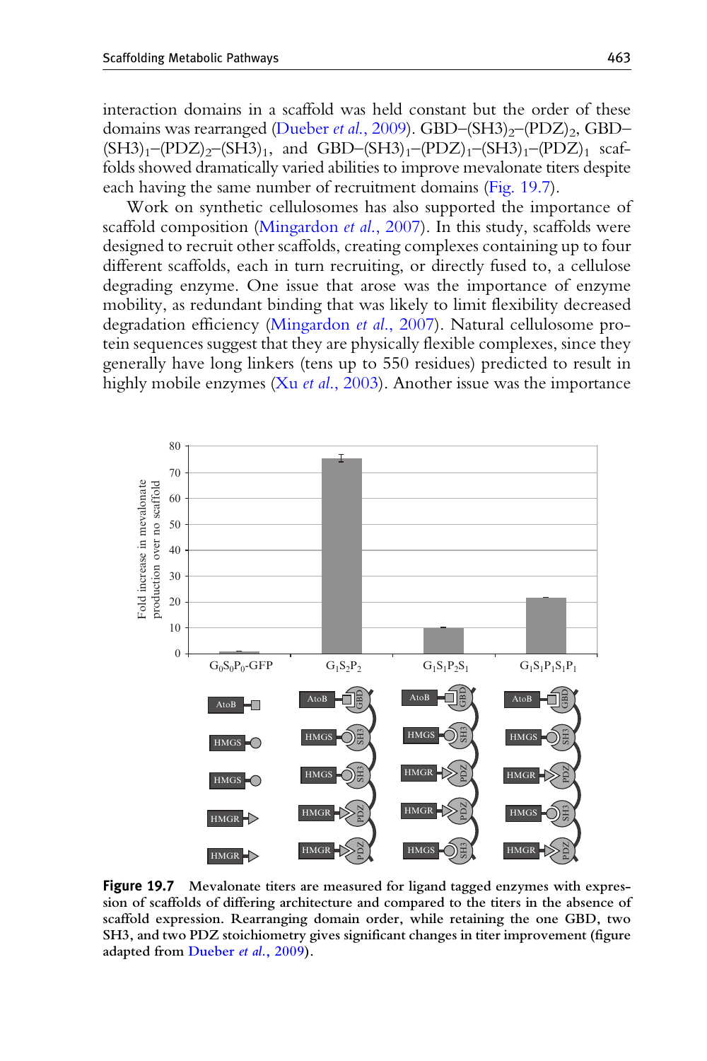interaction domains in a scaffold was held constant but the order of these domains was rearranged (Dueber *et al.*, 2009). GBD–$(SH3)_2$–$(PDZ)_2$, GBD–$(SH3)_1$–$(PDZ)_2$–$(SH3)_1$, and GBD–$(SH3)_1$–$(PDZ)_1$–$(SH3)_1$–$(PDZ)_1$ scaffolds showed dramatically varied abilities to improve mevalonate titers despite each having the same number of recruitment domains (Fig. 19.7).

Work on synthetic cellulosomes has also supported the importance of scaffold composition (Mingardon *et al.*, 2007). In this study, scaffolds were designed to recruit other scaffolds, creating complexes containing up to four different scaffolds, each in turn recruiting, or directly fused to, a cellulose degrading enzyme. One issue that arose was the importance of enzyme mobility, as redundant binding that was likely to limit flexibility decreased degradation efficiency (Mingardon *et al.*, 2007). Natural cellulosome protein sequences suggest that they are physically flexible complexes, since they generally have long linkers (tens up to 550 residues) predicted to result in highly mobile enzymes (Xu *et al.*, 2003). Another issue was the importance

**Figure 19.7** Mevalonate titers are measured for ligand tagged enzymes with expression of scaffolds of differing architecture and compared to the titers in the absence of scaffold expression. Rearranging domain order, while retaining the one GBD, two SH3, and two PDZ stoichiometry gives significant changes in titer improvement (figure adapted from Dueber *et al.*, 2009).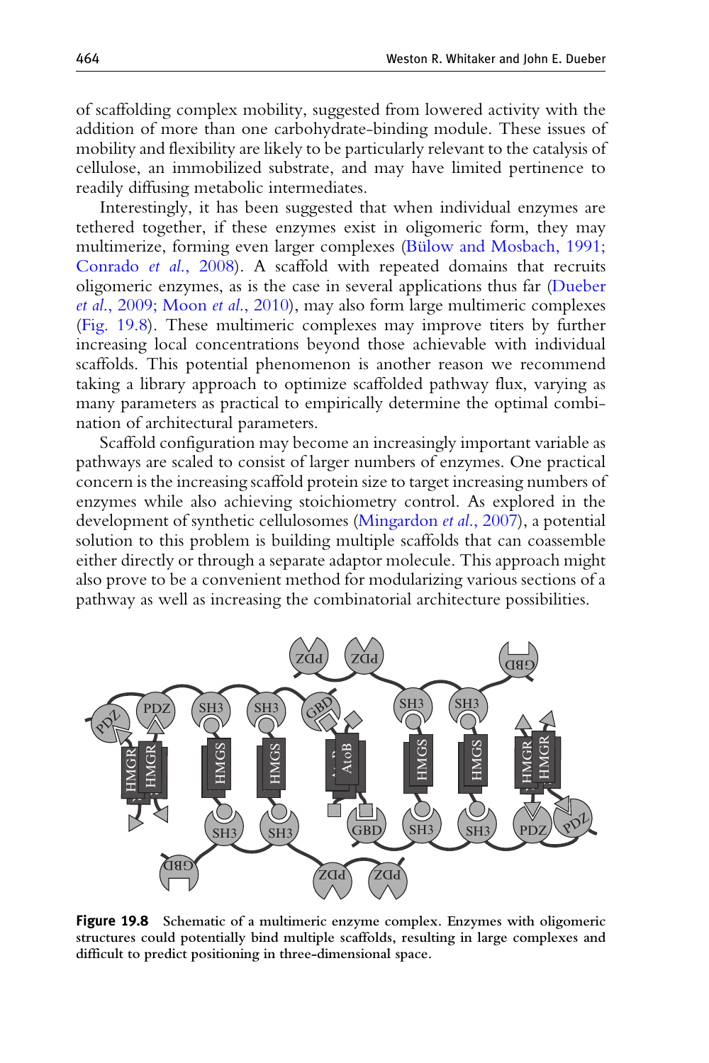of scaffolding complex mobility, suggested from lowered activity with the addition of more than one carbohydrate-binding module. These issues of mobility and flexibility are likely to be particularly relevant to the catalysis of cellulose, an immobilized substrate, and may have limited pertinence to readily diffusing metabolic intermediates.

Interestingly, it has been suggested that when individual enzymes are tethered together, if these enzymes exist in oligomeric form, they may multimerize, forming even larger complexes (Bülow and Mosbach, 1991; Conrado *et al.*, 2008). A scaffold with repeated domains that recruits oligomeric enzymes, as is the case in several applications thus far (Dueber *et al.*, 2009; Moon *et al.*, 2010), may also form large multimeric complexes (Fig. 19.8). These multimeric complexes may improve titers by further increasing local concentrations beyond those achievable with individual scaffolds. This potential phenomenon is another reason we recommend taking a library approach to optimize scaffolded pathway flux, varying as many parameters as practical to empirically determine the optimal combination of architectural parameters.

Scaffold configuration may become an increasingly important variable as pathways are scaled to consist of larger numbers of enzymes. One practical concern is the increasing scaffold protein size to target increasing numbers of enzymes while also achieving stoichiometry control. As explored in the development of synthetic cellulosomes (Mingardon *et al.*, 2007), a potential solution to this problem is building multiple scaffolds that can coassemble either directly or through a separate adaptor molecule. This approach might also prove to be a convenient method for modularizing various sections of a pathway as well as increasing the combinatorial architecture possibilities.

**Figure 19.8** Schematic of a multimeric enzyme complex. Enzymes with oligomeric structures could potentially bind multiple scaffolds, resulting in large complexes and difficult to predict positioning in three-dimensional space.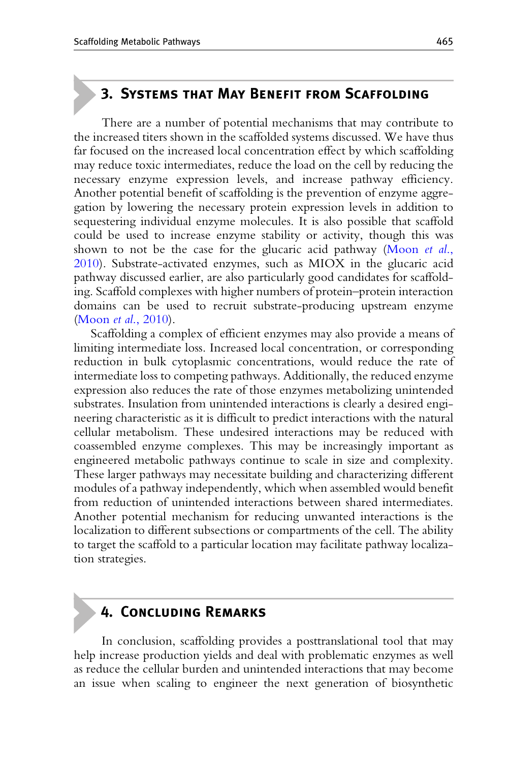## 3. Systems that May Benefit from Scaffolding

There are a number of potential mechanisms that may contribute to the increased titers shown in the scaffolded systems discussed. We have thus far focused on the increased local concentration effect by which scaffolding may reduce toxic intermediates, reduce the load on the cell by reducing the necessary enzyme expression levels, and increase pathway efficiency. Another potential benefit of scaffolding is the prevention of enzyme aggregation by lowering the necessary protein expression levels in addition to sequestering individual enzyme molecules. It is also possible that scaffold could be used to increase enzyme stability or activity, though this was shown to not be the case for the glucaric acid pathway (Moon *et al.*, 2010). Substrate-activated enzymes, such as MIOX in the glucaric acid pathway discussed earlier, are also particularly good candidates for scaffolding. Scaffold complexes with higher numbers of protein–protein interaction domains can be used to recruit substrate-producing upstream enzyme (Moon *et al.*, 2010).

Scaffolding a complex of efficient enzymes may also provide a means of limiting intermediate loss. Increased local concentration, or corresponding reduction in bulk cytoplasmic concentrations, would reduce the rate of intermediate loss to competing pathways. Additionally, the reduced enzyme expression also reduces the rate of those enzymes metabolizing unintended substrates. Insulation from unintended interactions is clearly a desired engineering characteristic as it is difficult to predict interactions with the natural cellular metabolism. These undesired interactions may be reduced with coassembled enzyme complexes. This may be increasingly important as engineered metabolic pathways continue to scale in size and complexity. These larger pathways may necessitate building and characterizing different modules of a pathway independently, which when assembled would benefit from reduction of unintended interactions between shared intermediates. Another potential mechanism for reducing unwanted interactions is the localization to different subsections or compartments of the cell. The ability to target the scaffold to a particular location may facilitate pathway localization strategies.

## 4. Concluding Remarks

In conclusion, scaffolding provides a posttranslational tool that may help increase production yields and deal with problematic enzymes as well as reduce the cellular burden and unintended interactions that may become an issue when scaling to engineer the next generation of biosynthetic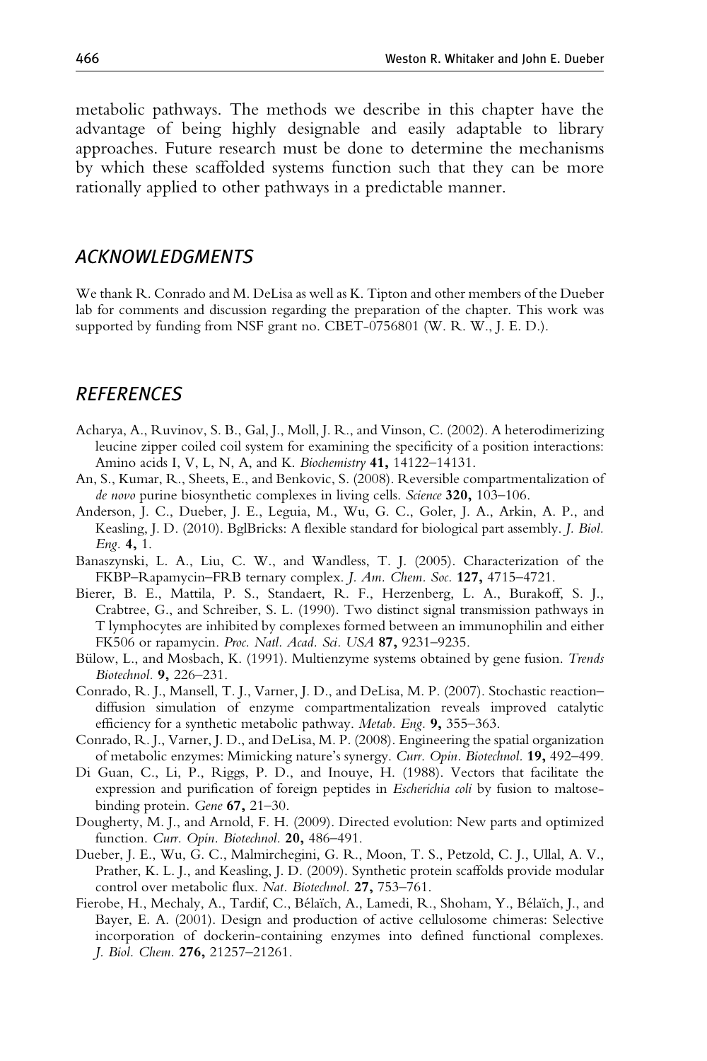metabolic pathways. The methods we describe in this chapter have the advantage of being highly designable and easily adaptable to library approaches. Future research must be done to determine the mechanisms by which these scaffolded systems function such that they can be more rationally applied to other pathways in a predictable manner.

## ACKNOWLEDGMENTS

We thank R. Conrado and M. DeLisa as well as K. Tipton and other members of the Dueber lab for comments and discussion regarding the preparation of the chapter. This work was supported by funding from NSF grant no. CBET-0756801 (W. R. W., J. E. D.).

## REFERENCES

Acharya, A., Ruvinov, S. B., Gal, J., Moll, J. R., and Vinson, C. (2002). A heterodimerizing leucine zipper coiled coil system for examining the specificity of a position interactions: Amino acids I, V, L, N, A, and K. *Biochemistry* **41,** 14122–14131.

An, S., Kumar, R., Sheets, E., and Benkovic, S. (2008). Reversible compartmentalization of *de novo* purine biosynthetic complexes in living cells. *Science* **320,** 103–106.

Anderson, J. C., Dueber, J. E., Leguia, M., Wu, G. C., Goler, J. A., Arkin, A. P., and Keasling, J. D. (2010). BglBricks: A flexible standard for biological part assembly. *J. Biol. Eng.* **4,** 1.

Banaszynski, L. A., Liu, C. W., and Wandless, T. J. (2005). Characterization of the FKBP–Rapamycin–FRB ternary complex. *J. Am. Chem. Soc.* **127,** 4715–4721.

Bierer, B. E., Mattila, P. S., Standaert, R. F., Herzenberg, L. A., Burakoff, S. J., Crabtree, G., and Schreiber, S. L. (1990). Two distinct signal transmission pathways in T lymphocytes are inhibited by complexes formed between an immunophilin and either FK506 or rapamycin. *Proc. Natl. Acad. Sci. USA* **87,** 9231–9235.

Bülow, L., and Mosbach, K. (1991). Multienzyme systems obtained by gene fusion. *Trends Biotechnol.* **9,** 226–231.

Conrado, R. J., Mansell, T. J., Varner, J. D., and DeLisa, M. P. (2007). Stochastic reaction–diffusion simulation of enzyme compartmentalization reveals improved catalytic efficiency for a synthetic metabolic pathway. *Metab. Eng.* **9,** 355–363.

Conrado, R. J., Varner, J. D., and DeLisa, M. P. (2008). Engineering the spatial organization of metabolic enzymes: Mimicking nature's synergy. *Curr. Opin. Biotechnol.* **19,** 492–499.

Di Guan, C., Li, P., Riggs, P. D., and Inouye, H. (1988). Vectors that facilitate the expression and purification of foreign peptides in *Escherichia coli* by fusion to maltose-binding protein. *Gene* **67,** 21–30.

Dougherty, M. J., and Arnold, F. H. (2009). Directed evolution: New parts and optimized function. *Curr. Opin. Biotechnol.* **20,** 486–491.

Dueber, J. E., Wu, G. C., Malmirchegini, G. R., Moon, T. S., Petzold, C. J., Ullal, A. V., Prather, K. L. J., and Keasling, J. D. (2009). Synthetic protein scaffolds provide modular control over metabolic flux. *Nat. Biotechnol.* **27,** 753–761.

Fierobe, H., Mechaly, A., Tardif, C., Bélaïch, A., Lamedi, R., Shoham, Y., Bélaïch, J., and Bayer, E. A. (2001). Design and production of active cellulosome chimeras: Selective incorporation of dockerin-containing enzymes into defined functional complexes. *J. Biol. Chem.* **276,** 21257–21261.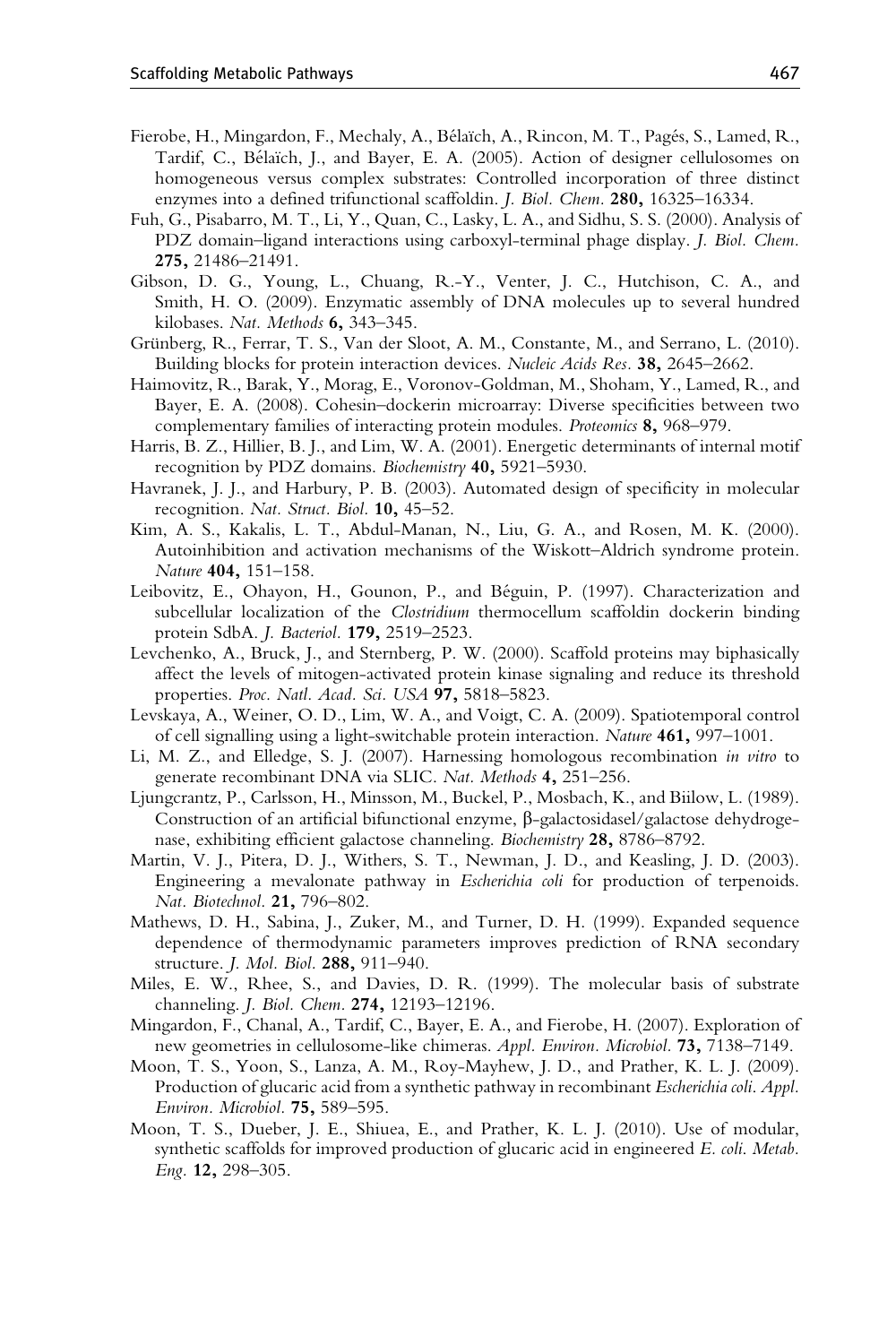Fierobe, H., Mingardon, F., Mechaly, A., Bélaïch, A., Rincon, M. T., Pagés, S., Lamed, R., Tardif, C., Bélaïch, J., and Bayer, E. A. (2005). Action of designer cellulosomes on homogeneous versus complex substrates: Controlled incorporation of three distinct enzymes into a defined trifunctional scaffoldin. *J. Biol. Chem.* **280,** 16325–16334.

Fuh, G., Pisabarro, M. T., Li, Y., Quan, C., Lasky, L. A., and Sidhu, S. S. (2000). Analysis of PDZ domain–ligand interactions using carboxyl-terminal phage display. *J. Biol. Chem.* **275,** 21486–21491.

Gibson, D. G., Young, L., Chuang, R.-Y., Venter, J. C., Hutchison, C. A., and Smith, H. O. (2009). Enzymatic assembly of DNA molecules up to several hundred kilobases. *Nat. Methods* **6,** 343–345.

Grünberg, R., Ferrar, T. S., Van der Sloot, A. M., Constante, M., and Serrano, L. (2010). Building blocks for protein interaction devices. *Nucleic Acids Res.* **38,** 2645–2662.

Haimovitz, R., Barak, Y., Morag, E., Voronov-Goldman, M., Shoham, Y., Lamed, R., and Bayer, E. A. (2008). Cohesin–dockerin microarray: Diverse specificities between two complementary families of interacting protein modules. *Proteomics* **8,** 968–979.

Harris, B. Z., Hillier, B. J., and Lim, W. A. (2001). Energetic determinants of internal motif recognition by PDZ domains. *Biochemistry* **40,** 5921–5930.

Havranek, J. J., and Harbury, P. B. (2003). Automated design of specificity in molecular recognition. *Nat. Struct. Biol.* **10,** 45–52.

Kim, A. S., Kakalis, L. T., Abdul-Manan, N., Liu, G. A., and Rosen, M. K. (2000). Autoinhibition and activation mechanisms of the Wiskott–Aldrich syndrome protein. *Nature* **404,** 151–158.

Leibovitz, E., Ohayon, H., Gounon, P., and Béguin, P. (1997). Characterization and subcellular localization of the *Clostridium* thermocellum scaffoldin dockerin binding protein SdbA. *J. Bacteriol.* **179,** 2519–2523.

Levchenko, A., Bruck, J., and Sternberg, P. W. (2000). Scaffold proteins may biphasically affect the levels of mitogen-activated protein kinase signaling and reduce its threshold properties. *Proc. Natl. Acad. Sci. USA* **97,** 5818–5823.

Levskaya, A., Weiner, O. D., Lim, W. A., and Voigt, C. A. (2009). Spatiotemporal control of cell signalling using a light-switchable protein interaction. *Nature* **461,** 997–1001.

Li, M. Z., and Elledge, S. J. (2007). Harnessing homologous recombination *in vitro* to generate recombinant DNA via SLIC. *Nat. Methods* **4,** 251–256.

Ljungcrantz, P., Carlsson, H., Minsson, M., Buckel, P., Mosbach, K., and Biilow, L. (1989). Construction of an artificial bifunctional enzyme, β-galactosidasel/galactose dehydrogenase, exhibiting efficient galactose channeling. *Biochemistry* **28,** 8786–8792.

Martin, V. J., Pitera, D. J., Withers, S. T., Newman, J. D., and Keasling, J. D. (2003). Engineering a mevalonate pathway in *Escherichia coli* for production of terpenoids. *Nat. Biotechnol.* **21,** 796–802.

Mathews, D. H., Sabina, J., Zuker, M., and Turner, D. H. (1999). Expanded sequence dependence of thermodynamic parameters improves prediction of RNA secondary structure. *J. Mol. Biol.* **288,** 911–940.

Miles, E. W., Rhee, S., and Davies, D. R. (1999). The molecular basis of substrate channeling. *J. Biol. Chem.* **274,** 12193–12196.

Mingardon, F., Chanal, A., Tardif, C., Bayer, E. A., and Fierobe, H. (2007). Exploration of new geometries in cellulosome-like chimeras. *Appl. Environ. Microbiol.* **73,** 7138–7149.

Moon, T. S., Yoon, S., Lanza, A. M., Roy-Mayhew, J. D., and Prather, K. L. J. (2009). Production of glucaric acid from a synthetic pathway in recombinant *Escherichia coli*. *Appl. Environ. Microbiol.* **75,** 589–595.

Moon, T. S., Dueber, J. E., Shiuea, E., and Prather, K. L. J. (2010). Use of modular, synthetic scaffolds for improved production of glucaric acid in engineered *E. coli*. *Metab. Eng.* **12,** 298–305.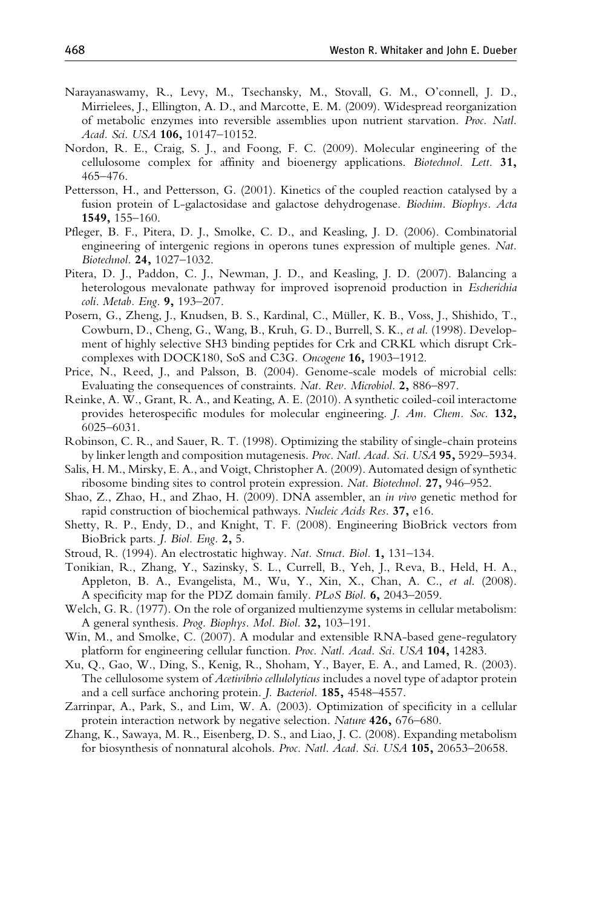Narayanaswamy, R., Levy, M., Tsechansky, M., Stovall, G. M., O'connell, J. D., Mirrielees, J., Ellington, A. D., and Marcotte, E. M. (2009). Widespread reorganization of metabolic enzymes into reversible assemblies upon nutrient starvation. *Proc. Natl. Acad. Sci. USA* **106,** 10147–10152.

Nordon, R. E., Craig, S. J., and Foong, F. C. (2009). Molecular engineering of the cellulosome complex for affinity and bioenergy applications. *Biotechnol. Lett.* **31,** 465–476.

Pettersson, H., and Pettersson, G. (2001). Kinetics of the coupled reaction catalysed by a fusion protein of L-galactosidase and galactose dehydrogenase. *Biochim. Biophys. Acta* **1549,** 155–160.

Pfleger, B. F., Pitera, D. J., Smolke, C. D., and Keasling, J. D. (2006). Combinatorial engineering of intergenic regions in operons tunes expression of multiple genes. *Nat. Biotechnol.* **24,** 1027–1032.

Pitera, D. J., Paddon, C. J., Newman, J. D., and Keasling, J. D. (2007). Balancing a heterologous mevalonate pathway for improved isoprenoid production in *Escherichia coli*. *Metab. Eng.* **9,** 193–207.

Posern, G., Zheng, J., Knudsen, B. S., Kardinal, C., Müller, K. B., Voss, J., Shishido, T., Cowburn, D., Cheng, G., Wang, B., Kruh, G. D., Burrell, S. K., *et al.* (1998). Development of highly selective SH3 binding peptides for Crk and CRKL which disrupt Crk-complexes with DOCK180, SoS and C3G. *Oncogene* **16,** 1903–1912.

Price, N., Reed, J., and Palsson, B. (2004). Genome-scale models of microbial cells: Evaluating the consequences of constraints. *Nat. Rev. Microbiol.* **2,** 886–897.

Reinke, A. W., Grant, R. A., and Keating, A. E. (2010). A synthetic coiled-coil interactome provides heterospecific modules for molecular engineering. *J. Am. Chem. Soc.* **132,** 6025–6031.

Robinson, C. R., and Sauer, R. T. (1998). Optimizing the stability of single-chain proteins by linker length and composition mutagenesis. *Proc. Natl. Acad. Sci. USA* **95,** 5929–5934.

Salis, H. M., Mirsky, E. A., and Voigt, Christopher A. (2009). Automated design of synthetic ribosome binding sites to control protein expression. *Nat. Biotechnol.* **27,** 946–952.

Shao, Z., Zhao, H., and Zhao, H. (2009). DNA assembler, an *in vivo* genetic method for rapid construction of biochemical pathways. *Nucleic Acids Res.* **37,** e16.

Shetty, R. P., Endy, D., and Knight, T. F. (2008). Engineering BioBrick vectors from BioBrick parts. *J. Biol. Eng.* **2,** 5.

Stroud, R. (1994). An electrostatic highway. *Nat. Struct. Biol.* **1,** 131–134.

Tonikian, R., Zhang, Y., Sazinsky, S. L., Currell, B., Yeh, J., Reva, B., Held, H. A., Appleton, B. A., Evangelista, M., Wu, Y., Xin, X., Chan, A. C., *et al.* (2008). A specificity map for the PDZ domain family. *PLoS Biol.* **6,** 2043–2059.

Welch, G. R. (1977). On the role of organized multienzyme systems in cellular metabolism: A general synthesis. *Prog. Biophys. Mol. Biol.* **32,** 103–191.

Win, M., and Smolke, C. (2007). A modular and extensible RNA-based gene-regulatory platform for engineering cellular function. *Proc. Natl. Acad. Sci. USA* **104,** 14283.

Xu, Q., Gao, W., Ding, S., Kenig, R., Shoham, Y., Bayer, E. A., and Lamed, R. (2003). The cellulosome system of *Acetivibrio cellulolyticus* includes a novel type of adaptor protein and a cell surface anchoring protein. *J. Bacteriol.* **185,** 4548–4557.

Zarrinpar, A., Park, S., and Lim, W. A. (2003). Optimization of specificity in a cellular protein interaction network by negative selection. *Nature* **426,** 676–680.

Zhang, K., Sawaya, M. R., Eisenberg, D. S., and Liao, J. C. (2008). Expanding metabolism for biosynthesis of nonnatural alcohols. *Proc. Natl. Acad. Sci. USA* **105,** 20653–20658.